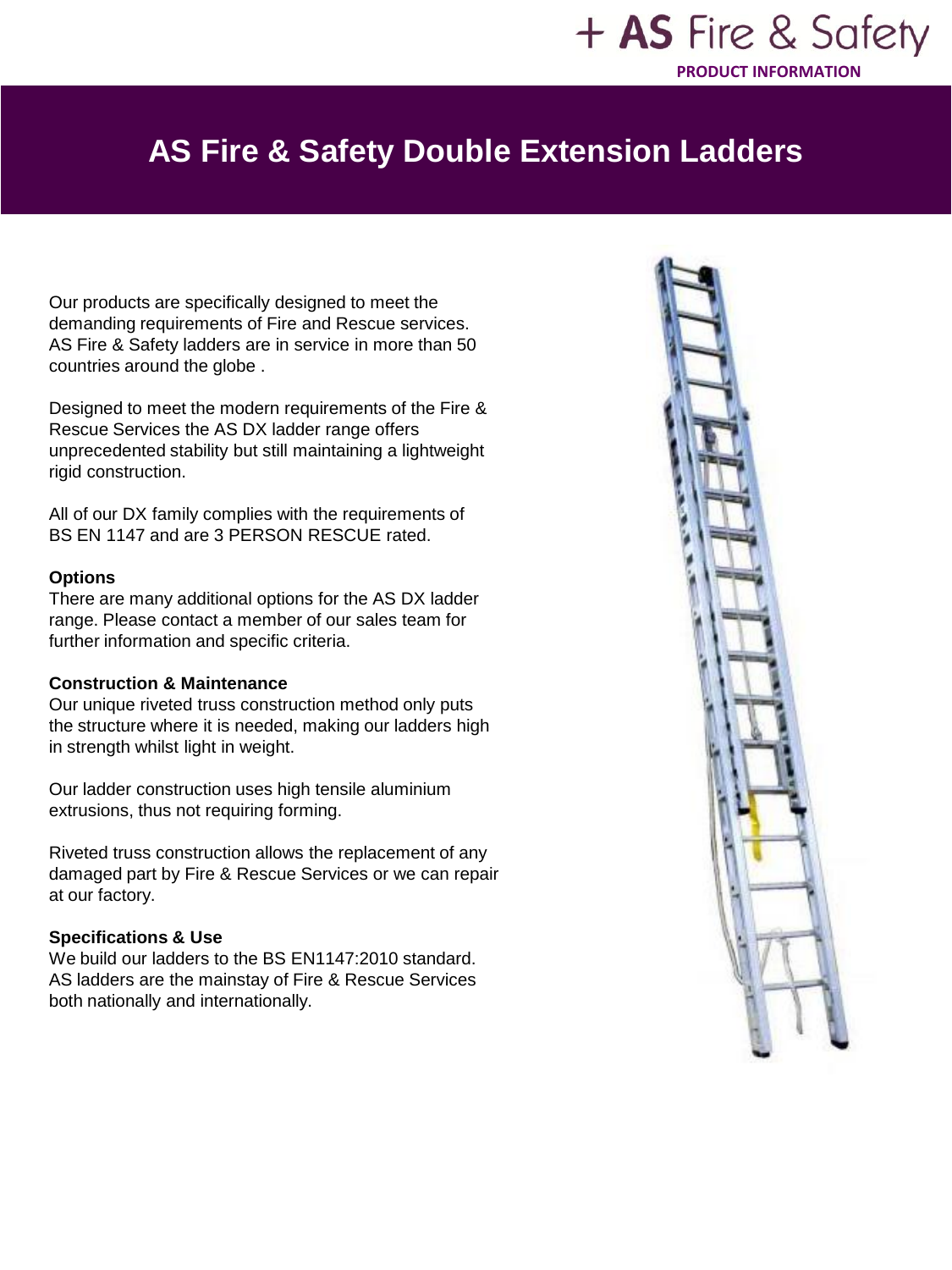# AS Fire & Safety Double Extension Ladders

Our products are specifically designed to meet the demanding requirements of Fire and Rescue services. AS Fire & Safety ladders are in service in more than 50 countries around the globe .

Designed to meet the modern requirements of the Fire & Rescue Services the AS DX ladder range offers unprecedented stability but still maintaining a lightweight rigid construction.

All of our DX family complies with the requirements of BS EN 1147 and are 3 PERSON RESCUE rated.

**Options**

There are many additional options for the AS DX ladder range. Please contact a member of our sales team for further information and specific criteria.

**Construction & Maintenance**

Our unique riveted truss construction method only puts the structure where it is needed, making our ladders high in strength whilst light in weight.

Our ladder construction uses high tensile aluminium extrusions, thus not requiring forming.

Riveted truss construction allows the replacement of any damaged part by Fire & Rescue Services or we can repair at our factory.

**Specifications & Use**

We build our ladders to the BS EN1147:2010 standard. AS ladders are the mainstay of Fire & Rescue Services both nationally and internationally.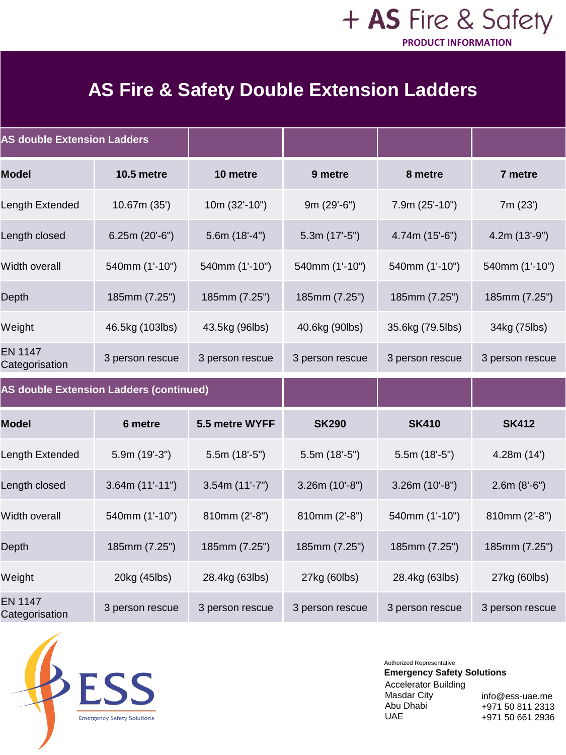+ AS Fire & Safety

PRODUCT INFORMATION

# AS Fire & Safety Double Extension Ladders

| AS double Extension Ladders | | | | | |
|---|---|---|---|---|---|
| **Model** | **10.5 metre** | **10 metre** | **9 metre** | **8 metre** | **7 metre** |
| Length Extended | 10.67m (35') | 10m (32'-10") | 9m (29'-6") | 7.9m (25'-10") | 7m (23') |
| Length closed | 6.25m (20'-6") | 5.6m (18'-4") | 5.3m (17'-5") | 4.74m (15'-6") | 4.2m (13'-9") |
| Width overall | 540mm (1'-10") | 540mm (1'-10") | 540mm (1'-10") | 540mm (1'-10") | 540mm (1'-10") |
| Depth | 185mm (7.25") | 185mm (7.25") | 185mm (7.25") | 185mm (7.25") | 185mm (7.25") |
| Weight | 46.5kg (103lbs) | 43.5kg (96lbs) | 40.6kg (90lbs) | 35.6kg (79.5lbs) | 34kg (75lbs) |
| EN 1147 Categorisation | 3 person rescue | 3 person rescue | 3 person rescue | 3 person rescue | 3 person rescue |

| AS double Extension Ladders (continued) | | | | | |
|---|---|---|---|---|---|
| **Model** | **6 metre** | **5.5 metre WYFF** | **SK290** | **SK410** | **SK412** |
| Length Extended | 5.9m (19'-3") | 5.5m (18'-5") | 5.5m (18'-5") | 5.5m (18'-5") | 4.28m (14') |
| Length closed | 3.64m (11'-11") | 3.54m (11'-7") | 3.26m (10'-8") | 3.26m (10'-8") | 2.6m (8'-6") |
| Width overall | 540mm (1'-10") | 810mm (2'-8") | 810mm (2'-8") | 540mm (1'-10") | 810mm (2'-8") |
| Depth | 185mm (7.25") | 185mm (7.25") | 185mm (7.25") | 185mm (7.25") | 185mm (7.25") |
| Weight | 20kg (45lbs) | 28.4kg (63lbs) | 27kg (60lbs) | 28.4kg (63lbs) | 27kg (60lbs) |
| EN 1147 Categorisation | 3 person rescue | 3 person rescue | 3 person rescue | 3 person rescue | 3 person rescue |

ESS
Emergency Safety Solutions

Authorized Representative:
**Emergency Safety Solutions**
Accelerator Building
Masdar City
Abu Dhabi
UAE

info@ess-uae.me
+971 50 811 2313
+971 50 661 2936